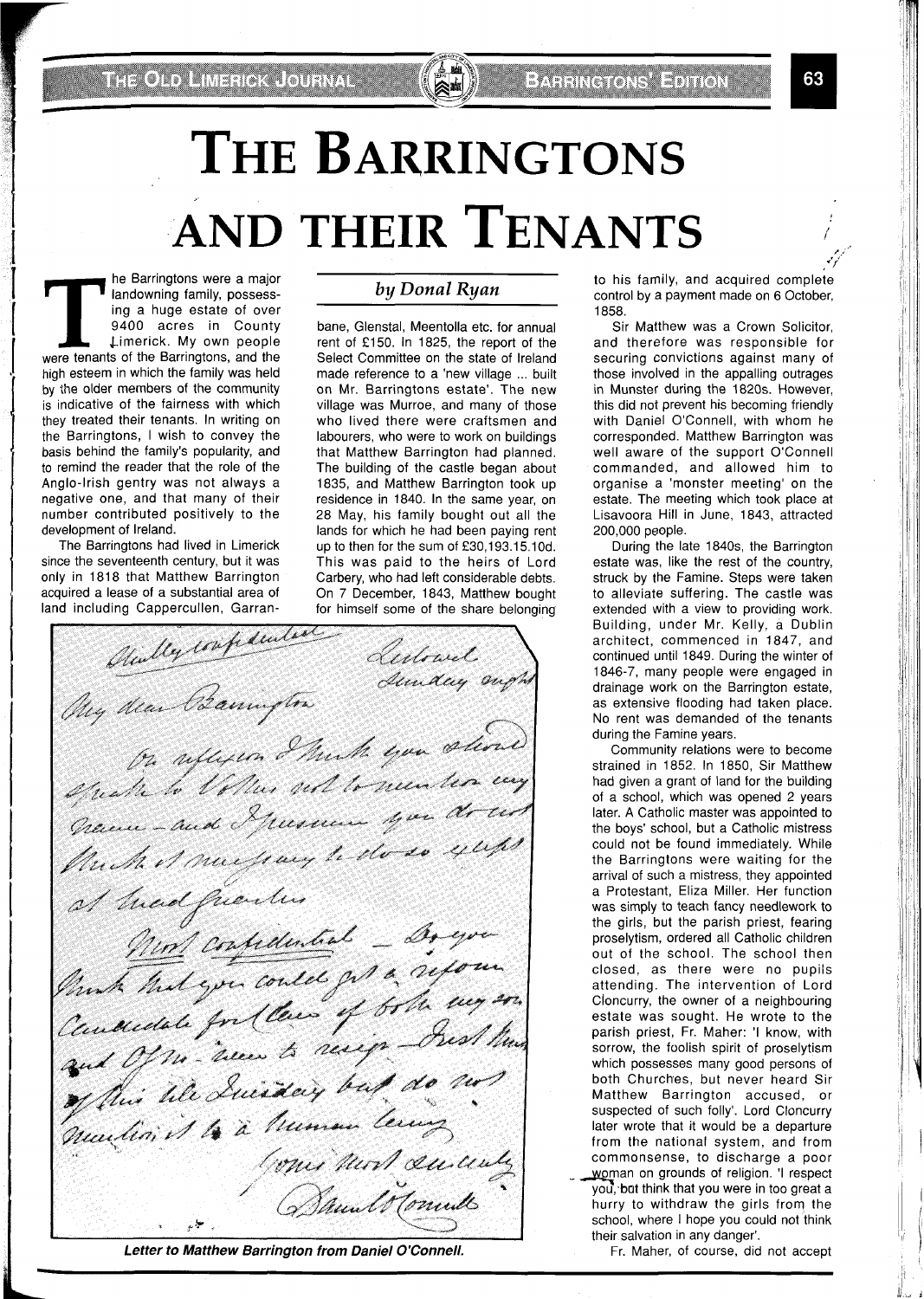# THE BARRINGTONS AND THEIR TENANTS

*by Donal Ryan*

The Barringtons were a major landowning family, possessing a huge estate of over 9400 acres in County Limerick. My own people were tenants of the Barringtons, and the high esteem in which the family was held by the older members of the community is indicative of the fairness with which they treated their tenants. In writing on the Barringtons, I wish to convey the basis behind the family's popularity, and to remind the reader that the role of the Anglo-Irish gentry was not always a negative one, and that many of their number contributed positively to the development of Ireland.

The Barringtons had lived in Limerick since the seventeenth century, but it was only in 1818 that Matthew Barrington acquired a lease of a substantial area of land including Cappercullen, Garranbane, Glenstal, Meentolla etc. for annual rent of £150. In 1825, the report of the Select Committee on the state of Ireland made reference to a 'new village ... built on Mr. Barringtons estate'. The new village was Murroe, and many of those who lived there were craftsmen and labourers, who were to work on buildings that Matthew Barrington had planned. The building of the castle began about 1835, and Matthew Barrington took up residence in 1840. In the same year, on 28 May, his family bought out all the lands for which he had been paying rent up to then for the sum of £30,193.15.10d. This was paid to the heirs of Lord Carbery, who had left considerable debts. On 7 December, 1843, Matthew bought for himself some of the share belonging to his family, and acquired complete control by a payment made on 6 October, 1858.

Sir Matthew was a Crown Solicitor, and therefore was responsible for securing convictions against many of those involved in the appalling outrages in Munster during the 1820s. However, this did not prevent his becoming friendly with Daniel O'Connell, with whom he corresponded. Matthew Barrington was well aware of the support O'Connell commanded, and allowed him to organise a 'monster meeting' on the estate. The meeting which took place at Lisavoora Hill in June, 1843, attracted 200,000 people.

During the late 1840s, the Barrington estate was, like the rest of the country, struck by the Famine. Steps were taken to alleviate suffering. The castle was extended with a view to providing work. Building, under Mr. Kelly, a Dublin architect, commenced in 1847, and continued until 1849. During the winter of 1846-7, many people were engaged in drainage work on the Barrington estate, as extensive flooding had taken place. No rent was demanded of the tenants during the Famine years.

Community relations were to become strained in 1852. In 1850, Sir Matthew had given a grant of land for the building of a school, which was opened 2 years later. A Catholic master was appointed to the boys' school, but a Catholic mistress could not be found immediately. While the Barringtons were waiting for the arrival of such a mistress, they appointed a Protestant, Eliza Miller. Her function was simply to teach fancy needlework to the girls, but the parish priest, fearing proselytism, ordered all Catholic children out of the school. The school then closed, as there were no pupils attending. The intervention of Lord Cloncurry, the owner of a neighbouring estate was sought. He wrote to the parish priest, Fr. Maher: 'I know, with sorrow, the foolish spirit of proselytism which possesses many good persons of both Churches, but never heard Sir Matthew Barrington accused, or suspected of such folly'. Lord Cloncurry later wrote that it would be a departure from the national system, and from commonsense, to discharge a poor woman on grounds of religion. 'I respect you, but think that you were in too great a hurry to withdraw the girls from the school, where I hope you could not think their salvation in any danger'.

Fr. Maher, of course, did not accept

Strictly confidential
Derrynane
Sunday night

My dear Barrington

On reflection I think you should speak to Collins not to mention my name — and I presume you do not think it necessary to do so except at head quarters

Most confidential — Do you think that you could get a reform Candidate for Clare if both my son and O'Brien were to resign — Trust this by this Tuesday but do not mention it to a human being

Yours most sincerely
Daniel O'Connell

*Letter to Matthew Barrington from Daniel O'Connell.*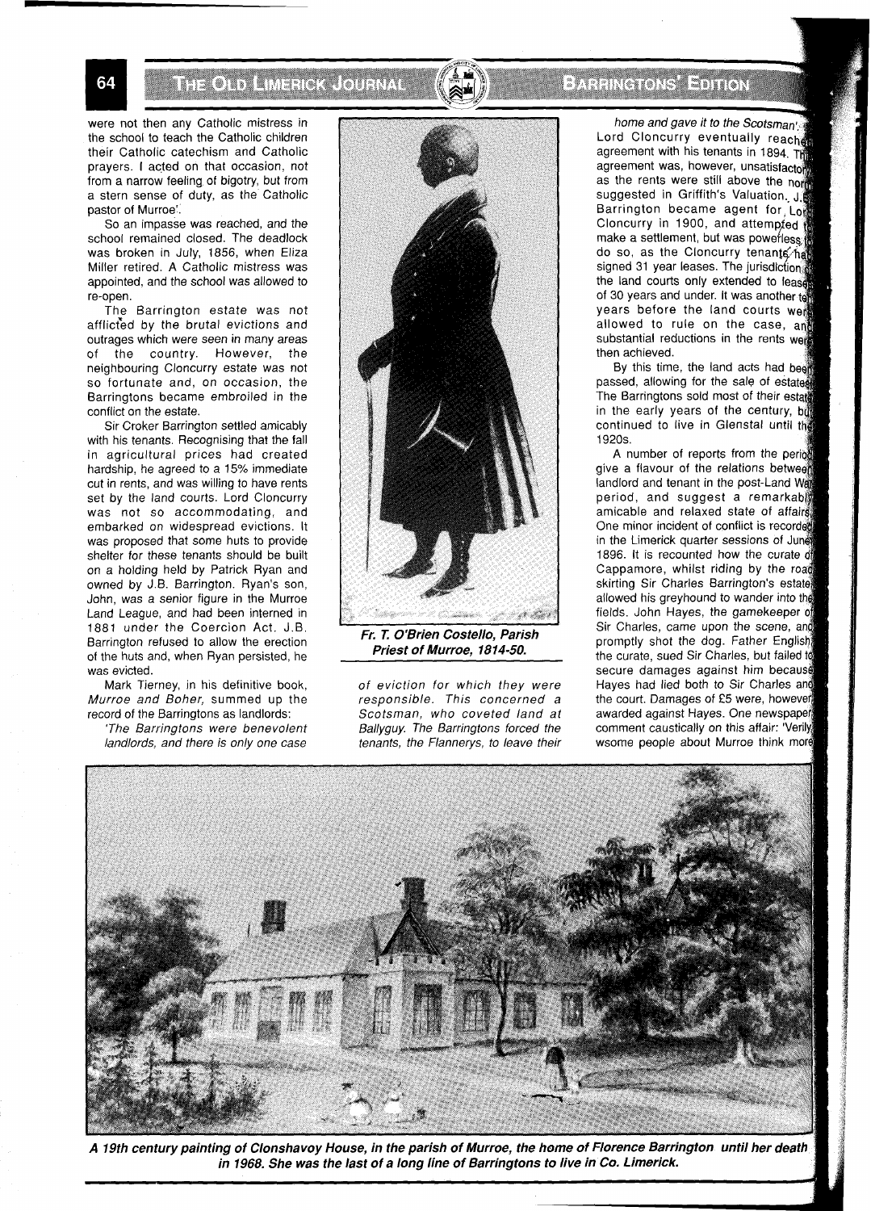were not then any Catholic mistress in the school to teach the Catholic children their Catholic catechism and Catholic prayers. I acted on that occasion, not from a narrow feeling of bigotry, but from a stern sense of duty, as the Catholic pastor of Murroe'.

So an impasse was reached, and the school remained closed. The deadlock was broken in July, 1856, when Eliza Miller retired. A Catholic mistress was appointed, and the school was allowed to re-open.

The Barrington estate was not afflicted by the brutal evictions and outrages which were seen in many areas of the country. However, the neighbouring Cloncurry estate was not so fortunate and, on occasion, the Barringtons became embroiled in the conflict on the estate.

Sir Croker Barrington settled amicably with his tenants. Recognising that the fall in agricultural prices had created hardship, he agreed to a 15% immediate cut in rents, and was willing to have rents set by the land courts. Lord Cloncurry was not so accommodating, and embarked on widespread evictions. It was proposed that some huts to provide shelter for these tenants should be built on a holding held by Patrick Ryan and owned by J.B. Barrington. Ryan's son, John, was a senior figure in the Murroe Land League, and had been interned in 1881 under the Coercion Act. J.B. Barrington refused to allow the erection of the huts and, when Ryan persisted, he was evicted.

Mark Tierney, in his definitive book, *Murroe and Boher,* summed up the record of the Barringtons as landlords:

*'The Barringtons were benevolent landlords, and there is only one case of eviction for which they were responsible. This concerned a Scotsman, who coveted land at Ballyguy. The Barringtons forced the tenants, the Flannerys, to leave their home and gave it to the Scotsman'.*

Lord Cloncurry eventually reached agreement with his tenants in 1894. This agreement was, however, unsatisfactory, as the rents were still above the norm suggested in Griffith's Valuation. J.B. Barrington became agent for Lord Cloncurry in 1900, and attempted to make a settlement, but was powerless to do so, as the Cloncurry tenants had signed 31 year leases. The jurisdiction of the land courts only extended to leases of 30 years and under. It was another ten years before the land courts were allowed to rule on the case, and substantial reductions in the rents were then achieved.

By this time, the land acts had been passed, allowing for the sale of estates. The Barringtons sold most of their estate in the early years of the century, but continued to live in Glenstal until the 1920s.

A number of reports from the period give a flavour of the relations between landlord and tenant in the post-Land War period, and suggest a remarkably amicable and relaxed state of affairs. One minor incident of conflict is recorded in the Limerick quarter sessions of June 1896. It is recounted how the curate of Cappamore, whilst riding by the road skirting Sir Charles Barrington's estate, allowed his greyhound to wander into the fields. John Hayes, the gamekeeper of Sir Charles, came upon the scene, and promptly shot the dog. Father English, the curate, sued Sir Charles, but failed to secure damages against him because Hayes had lied both to Sir Charles and the court. Damages of £5 were, however, awarded against Hayes. One newspaper comment caustically on this affair: 'Verily, wsome people about Murroe think more

***Fr. T. O'Brien Costello, Parish Priest of Murroe, 1814-50.***

***A 19th century painting of Clonshavoy House, in the parish of Murroe, the home of Florence Barrington until her death in 1968. She was the last of a long line of Barringtons to live in Co. Limerick.***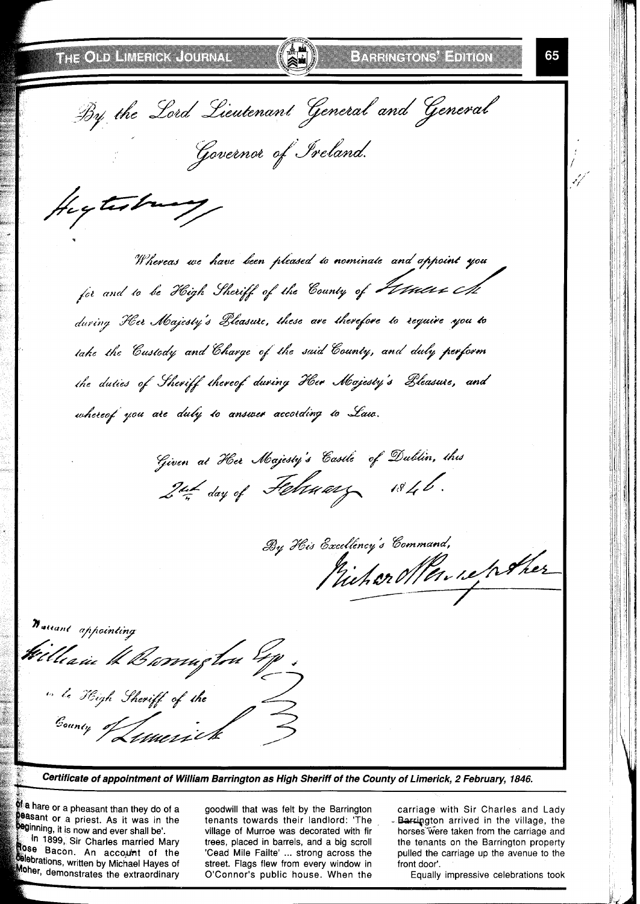*By the Lord Lieutenant General and General Governor of Ireland.*

*Heytesbury*

*Whereas we have been pleased to nominate and appoint you for and to be High Sheriff of the County of Limerick during Her Majesty's Pleasure, these are therefore to require you to take the Custody and Charge of the said County, and duly perform the duties of Sheriff thereof during Her Majesty's Pleasure, and whereof you are duly to answer according to Law.*

*Given at Her Majesty's Castle of Dublin, this 2nd day of February 1846.*

*By His Excellency's Command,*
*Richard Pennefather*

*Warrant appointing William W Barrington Esq. to be High Sheriff of the County of Limerick*

**Certificate of appointment of William Barrington as High Sheriff of the County of Limerick, 2 February, 1846.**

of a hare or a pheasant than they do of a peasant or a priest. As it was in the beginning, it is now and ever shall be'.

In 1899, Sir Charles married Mary Rose Bacon. An account of the celebrations, written by Michael Hayes of Moher, demonstrates the extraordinary goodwill that was felt by the Barrington tenants towards their landlord: 'The village of Murroe was decorated with fir trees, placed in barrels, and a big scroll 'Cead Mile Failte' ... strong across the street. Flags flew from every window in O'Connor's public house. When the carriage with Sir Charles and Lady Barrington arrived in the village, the horses were taken from the carriage and the tenants on the Barrington property pulled the carriage up the avenue to the front door'.

Equally impressive celebrations took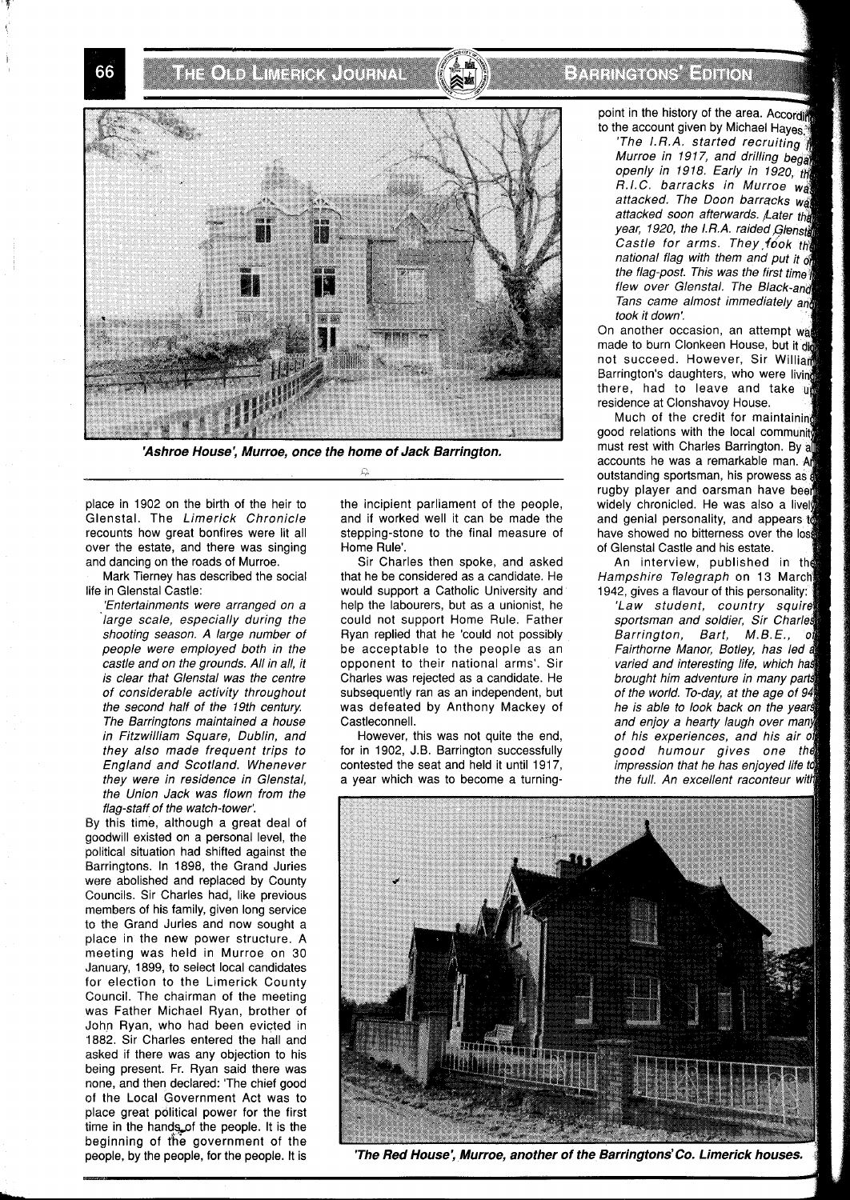'Ashroe House', Murroe, once the home of Jack Barrington.

place in 1902 on the birth of the heir to Glenstal. The *Limerick Chronicle* recounts how great bonfires were lit all over the estate, and there was singing and dancing on the roads of Murroe.

Mark Tierney has described the social life in Glenstal Castle:

*'Entertainments were arranged on a large scale, especially during the shooting season. A large number of people were employed both in the castle and on the grounds. All in all, it is clear that Glenstal was the centre of considerable activity throughout the second half of the 19th century. The Barringtons maintained a house in Fitzwilliam Square, Dublin, and they also made frequent trips to England and Scotland. Whenever they were in residence in Glenstal, the Union Jack was flown from the flag-staff of the watch-tower'.*

By this time, although a great deal of goodwill existed on a personal level, the political situation had shifted against the Barringtons. In 1898, the Grand Juries were abolished and replaced by County Councils. Sir Charles had, like previous members of his family, given long service to the Grand Juries and now sought a place in the new power structure. A meeting was held in Murroe on 30 January, 1899, to select local candidates for election to the Limerick County Council. The chairman of the meeting was Father Michael Ryan, brother of John Ryan, who had been evicted in 1882. Sir Charles entered the hall and asked if there was any objection to his being present. Fr. Ryan said there was none, and then declared: 'The chief good of the Local Government Act was to place great political power for the first time in the hands of the people. It is the beginning of the government of the people, by the people, for the people. It is the incipient parliament of the people, and if worked well it can be made the stepping-stone to the final measure of Home Rule'.

Sir Charles then spoke, and asked that he be considered as a candidate. He would support a Catholic University and help the labourers, but as a unionist, he could not support Home Rule. Father Ryan replied that he 'could not possibly be acceptable to the people as an opponent to their national arms'. Sir Charles was rejected as a candidate. He subsequently ran as an independent, but was defeated by Anthony Mackey of Castleconnell.

However, this was not quite the end, for in 1902, J.B. Barrington successfully contested the seat and held it until 1917, a year which was to become a turning-point in the history of the area. According to the account given by Michael Hayes:

*'The I.R.A. started recruiting in Murroe in 1917, and drilling began openly in 1918. Early in 1920, the R.I.C. barracks in Murroe was attacked. The Doon barracks was attacked soon afterwards. Later that year, 1920, the I.R.A. raided Glenstal Castle for arms. They took the national flag with them and put it on the flag-post. This was the first time it flew over Glenstal. The Black-and-Tans came almost immediately and took it down'.*

On another occasion, an attempt was made to burn Clonkeen House, but it did not succeed. However, Sir William Barrington's daughters, who were living there, had to leave and take up residence at Clonshavoy House.

Much of the credit for maintaining good relations with the local community must rest with Charles Barrington. By all accounts he was a remarkable man. An outstanding sportsman, his prowess as a rugby player and oarsman have been widely chronicled. He was also a lively and genial personality, and appears to have showed no bitterness over the loss of Glenstal Castle and his estate.

An interview, published in the *Hampshire Telegraph* on 13 March 1942, gives a flavour of this personality:

*'Law student, country squire, sportsman and soldier, Sir Charles Barrington, Bart, M.B.E., of Fairthorne Manor, Botley, has led a varied and interesting life, which has brought him adventure in many parts of the world. To-day, at the age of 94, he is able to look back on the years and enjoy a hearty laugh over many of his experiences, and his air of good humour gives one the impression that he has enjoyed life to the full. An excellent raconteur with*

'The Red House', Murroe, another of the Barringtons' Co. Limerick houses.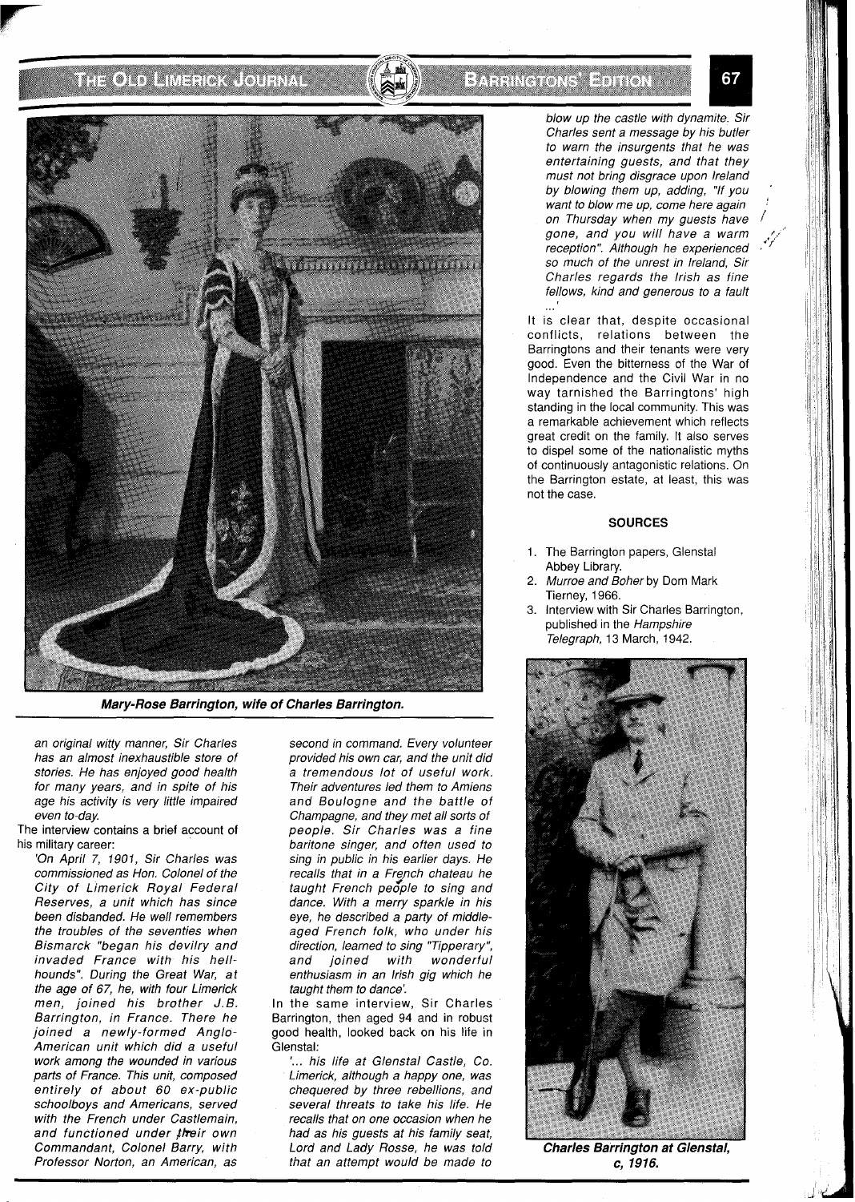blow up the castle with dynamite. Sir Charles sent a message by his butler to warn the insurgents that he was entertaining guests, and that they must not bring disgrace upon Ireland by blowing them up, adding, "If you want to blow me up, come here again on Thursday when my guests have gone, and you will have a warm reception". Although he experienced so much of the unrest in Ireland, Sir Charles regards the Irish as fine fellows, kind and generous to a fault ...'

It is clear that, despite occasional conflicts, relations between the Barringtons and their tenants were very good. Even the bitterness of the War of Independence and the Civil War in no way tarnished the Barringtons' high standing in the local community. This was a remarkable achievement which reflects great credit on the family. It also serves to dispel some of the nationalistic myths of continuously antagonistic relations. On the Barrington estate, at least, this was not the case.

## SOURCES

1. The Barrington papers, Glenstal Abbey Library.
2. *Murroe and Boher* by Dom Mark Tierney, 1966.
3. Interview with Sir Charles Barrington, published in the *Hampshire Telegraph*, 13 March, 1942.

**Mary-Rose Barrington, wife of Charles Barrington.**

*an original witty manner, Sir Charles has an almost inexhaustible store of stories. He has enjoyed good health for many years, and in spite of his age his activity is very little impaired even to-day.*

The interview contains a brief account of his military career:

*'On April 7, 1901, Sir Charles was commissioned as Hon. Colonel of the City of Limerick Royal Federal Reserves, a unit which has since been disbanded. He well remembers the troubles of the seventies when Bismarck "began his devilry and invaded France with his hell-hounds". During the Great War, at the age of 67, he, with four Limerick men, joined his brother J.B. Barrington, in France. There he joined a newly-formed Anglo-American unit which did a useful work among the wounded in various parts of France. This unit, composed entirely of about 60 ex-public schoolboys and Americans, served with the French under Castlemain, and functioned under their own Commandant, Colonel Barry, with Professor Norton, an American, as second in command. Every volunteer provided his own car, and the unit did a tremendous lot of useful work. Their adventures led them to Amiens and Boulogne and the battle of Champagne, and they met all sorts of people. Sir Charles was a fine baritone singer, and often used to sing in public in his earlier days. He recalls that in a French chateau he taught French people to sing and dance. With a merry sparkle in his eye, he described a party of middle-aged French folk, who under his direction, learned to sing "Tipperary", and joined with wonderful enthusiasm in an Irish gig which he taught them to dance'.*

In the same interview, Sir Charles Barrington, then aged 94 and in robust good health, looked back on his life in Glenstal:

*'... his life at Glenstal Castle, Co. Limerick, although a happy one, was chequered by three rebellions, and several threats to take his life. He recalls that on one occasion when he had as his guests at his family seat, Lord and Lady Rosse, he was told that an attempt would be made to*

**Charles Barrington at Glenstal, c, 1916.**